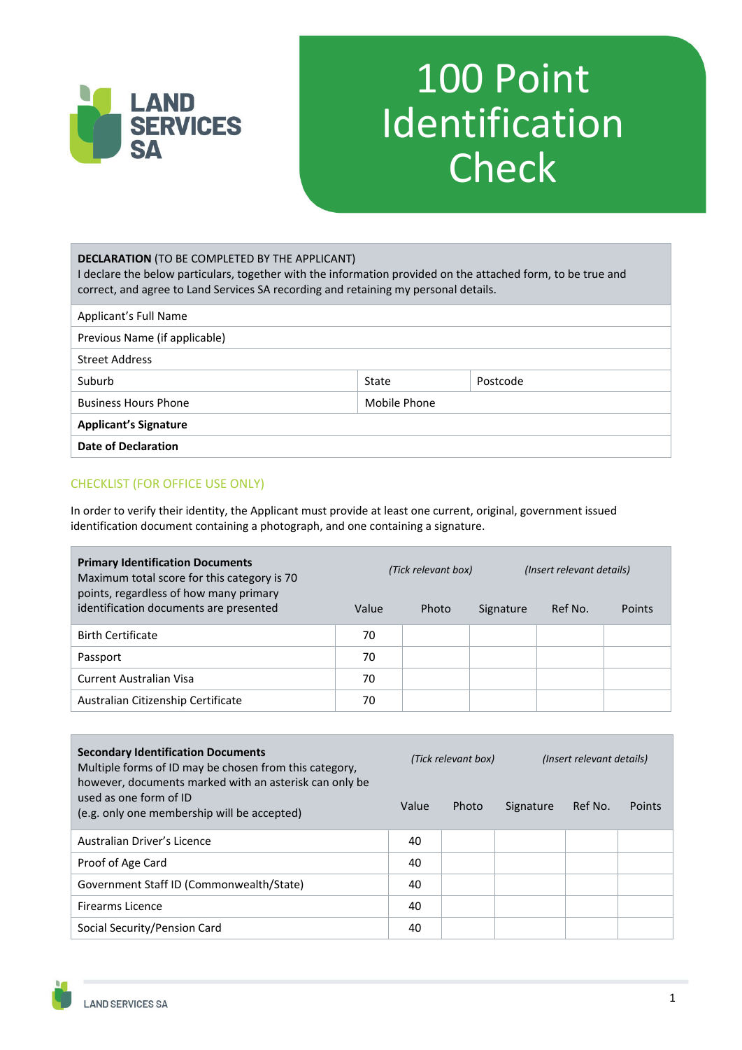LAND SERVICES SA

# 100 Point Identification Check

| **DECLARATION** (TO BE COMPLETED BY THE APPLICANT)<br>I declare the below particulars, together with the information provided on the attached form, to be true and correct, and agree to Land Services SA recording and retaining my personal details. | | |
|---|---|---|
| Applicant's Full Name | | |
| Previous Name (if applicable) | | |
| Street Address | | |
| Suburb | State | Postcode |
| Business Hours Phone | Mobile Phone | |
| **Applicant's Signature** | | |
| **Date of Declaration** | | |

## CHECKLIST (FOR OFFICE USE ONLY)

In order to verify their identity, the Applicant must provide at least one current, original, government issued identification document containing a photograph, and one containing a signature.

| **Primary Identification Documents**<br>Maximum total score for this category is 70 points, regardless of how many primary identification documents are presented | Value | *(Tick relevant box)*<br>Photo | Signature | *(Insert relevant details)*<br>Ref No. | Points |
|---|---|---|---|---|---|
| Birth Certificate | 70 | | | | |
| Passport | 70 | | | | |
| Current Australian Visa | 70 | | | | |
| Australian Citizenship Certificate | 70 | | | | |

| **Secondary Identification Documents**<br>Multiple forms of ID may be chosen from this category, however, documents marked with an asterisk can only be used as one form of ID<br>(e.g. only one membership will be accepted) | Value | *(Tick relevant box)*<br>Photo | Signature | *(Insert relevant details)*<br>Ref No. | Points |
|---|---|---|---|---|---|
| Australian Driver's Licence | 40 | | | | |
| Proof of Age Card | 40 | | | | |
| Government Staff ID (Commonwealth/State) | 40 | | | | |
| Firearms Licence | 40 | | | | |
| Social Security/Pension Card | 40 | | | | |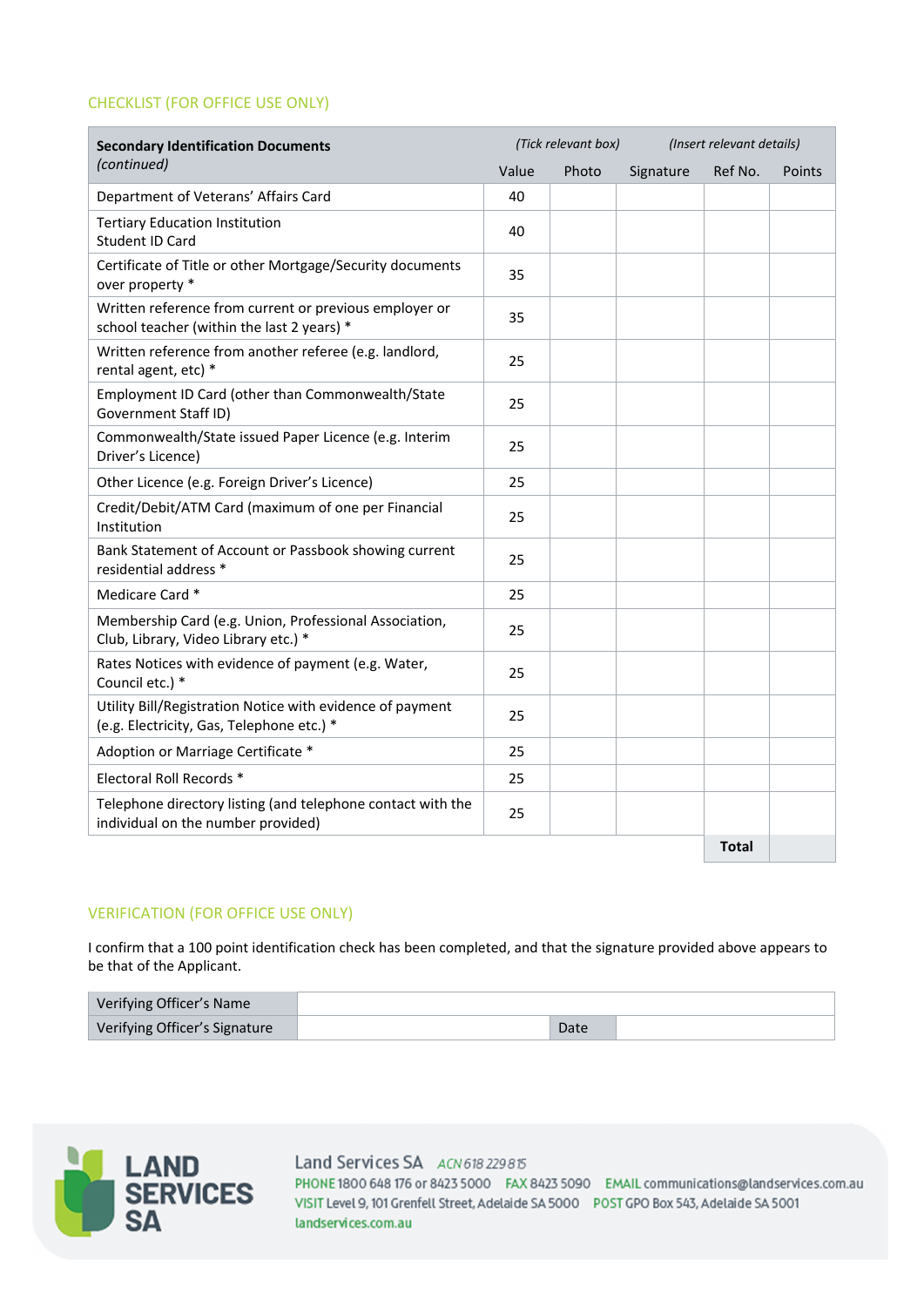## CHECKLIST (FOR OFFICE USE ONLY)

| Secondary Identification Documents *(continued)* | | *(Tick relevant box)* | | *(Insert relevant details)* | |
|---|---|---|---|---|---|
| | Value | Photo | Signature | Ref No. | Points |
| Department of Veterans' Affairs Card | 40 | | | | |
| Tertiary Education Institution Student ID Card | 40 | | | | |
| Certificate of Title or other Mortgage/Security documents over property * | 35 | | | | |
| Written reference from current or previous employer or school teacher (within the last 2 years) * | 35 | | | | |
| Written reference from another referee (e.g. landlord, rental agent, etc) * | 25 | | | | |
| Employment ID Card (other than Commonwealth/State Government Staff ID) | 25 | | | | |
| Commonwealth/State issued Paper Licence (e.g. Interim Driver's Licence) | 25 | | | | |
| Other Licence (e.g. Foreign Driver's Licence) | 25 | | | | |
| Credit/Debit/ATM Card (maximum of one per Financial Institution | 25 | | | | |
| Bank Statement of Account or Passbook showing current residential address * | 25 | | | | |
| Medicare Card * | 25 | | | | |
| Membership Card (e.g. Union, Professional Association, Club, Library, Video Library etc.) * | 25 | | | | |
| Rates Notices with evidence of payment (e.g. Water, Council etc.) * | 25 | | | | |
| Utility Bill/Registration Notice with evidence of payment (e.g. Electricity, Gas, Telephone etc.) * | 25 | | | | |
| Adoption or Marriage Certificate * | 25 | | | | |
| Electoral Roll Records * | 25 | | | | |
| Telephone directory listing (and telephone contact with the individual on the number provided) | 25 | | | | |
| | | | | **Total** | |

## VERIFICATION (FOR OFFICE USE ONLY)

I confirm that a 100 point identification check has been completed, and that the signature provided above appears to be that of the Applicant.

| Verifying Officer's Name | | | |
|---|---|---|---|
| Verifying Officer's Signature | | Date | |

**LAND SERVICES SA**

Land Services SA ACN 618 229 815
PHONE 1800 648 176 or 8423 5000 FAX 8423 5090 EMAIL communications@landservices.com.au
VISIT Level 9, 101 Grenfell Street, Adelaide SA 5000 POST GPO Box 543, Adelaide SA 5001
landservices.com.au